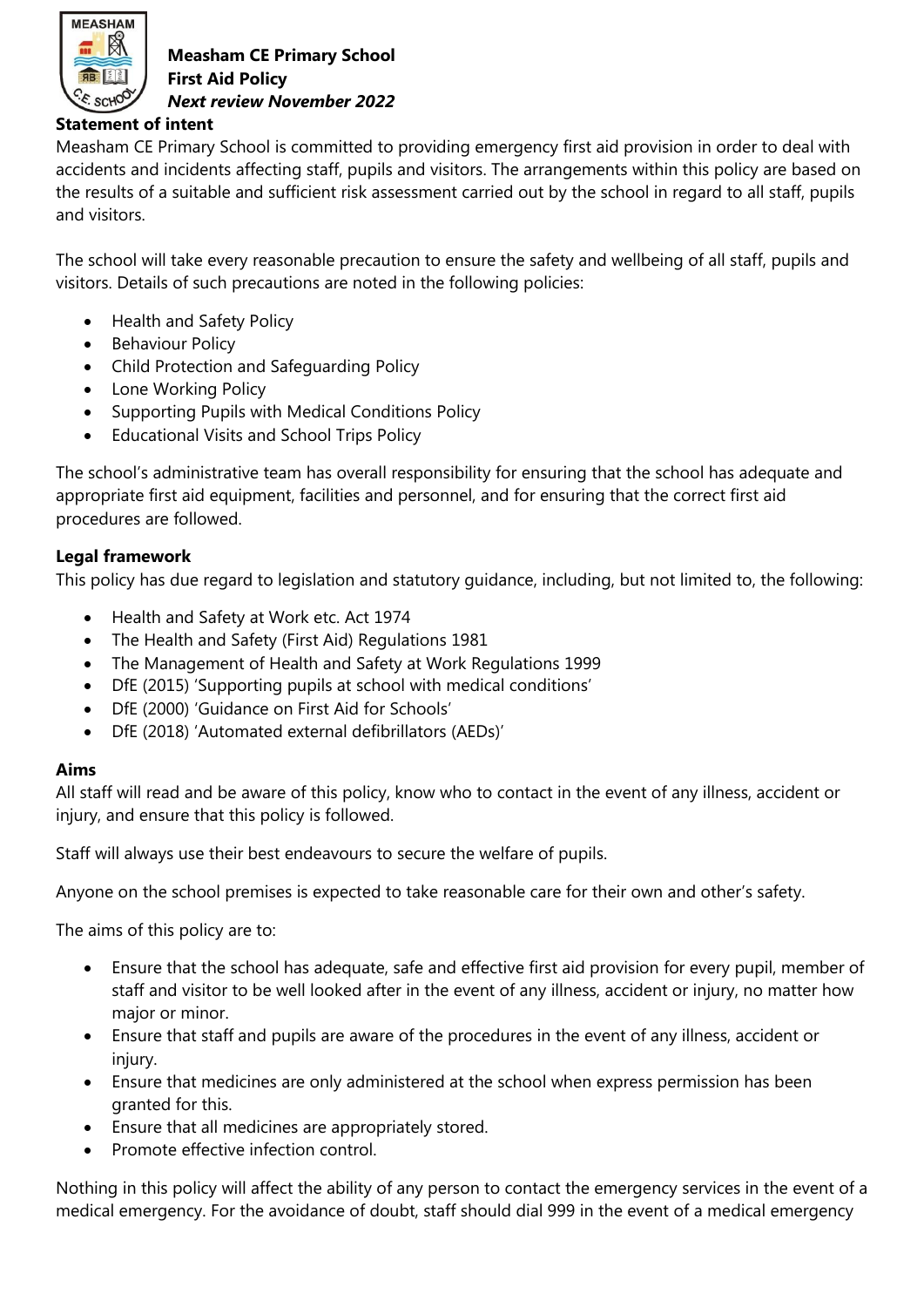**Measham CE Primary School**
**First Aid Policy**
***Next review November 2022***

**Statement of intent**

Measham CE Primary School is committed to providing emergency first aid provision in order to deal with accidents and incidents affecting staff, pupils and visitors. The arrangements within this policy are based on the results of a suitable and sufficient risk assessment carried out by the school in regard to all staff, pupils and visitors.

The school will take every reasonable precaution to ensure the safety and wellbeing of all staff, pupils and visitors. Details of such precautions are noted in the following policies:

- Health and Safety Policy
- Behaviour Policy
- Child Protection and Safeguarding Policy
- Lone Working Policy
- Supporting Pupils with Medical Conditions Policy
- Educational Visits and School Trips Policy

The school's administrative team has overall responsibility for ensuring that the school has adequate and appropriate first aid equipment, facilities and personnel, and for ensuring that the correct first aid procedures are followed.

**Legal framework**

This policy has due regard to legislation and statutory guidance, including, but not limited to, the following:

- Health and Safety at Work etc. Act 1974
- The Health and Safety (First Aid) Regulations 1981
- The Management of Health and Safety at Work Regulations 1999
- DfE (2015) 'Supporting pupils at school with medical conditions'
- DfE (2000) 'Guidance on First Aid for Schools'
- DfE (2018) 'Automated external defibrillators (AEDs)'

**Aims**

All staff will read and be aware of this policy, know who to contact in the event of any illness, accident or injury, and ensure that this policy is followed.

Staff will always use their best endeavours to secure the welfare of pupils.

Anyone on the school premises is expected to take reasonable care for their own and other's safety.

The aims of this policy are to:

- Ensure that the school has adequate, safe and effective first aid provision for every pupil, member of staff and visitor to be well looked after in the event of any illness, accident or injury, no matter how major or minor.
- Ensure that staff and pupils are aware of the procedures in the event of any illness, accident or injury.
- Ensure that medicines are only administered at the school when express permission has been granted for this.
- Ensure that all medicines are appropriately stored.
- Promote effective infection control.

Nothing in this policy will affect the ability of any person to contact the emergency services in the event of a medical emergency. For the avoidance of doubt, staff should dial 999 in the event of a medical emergency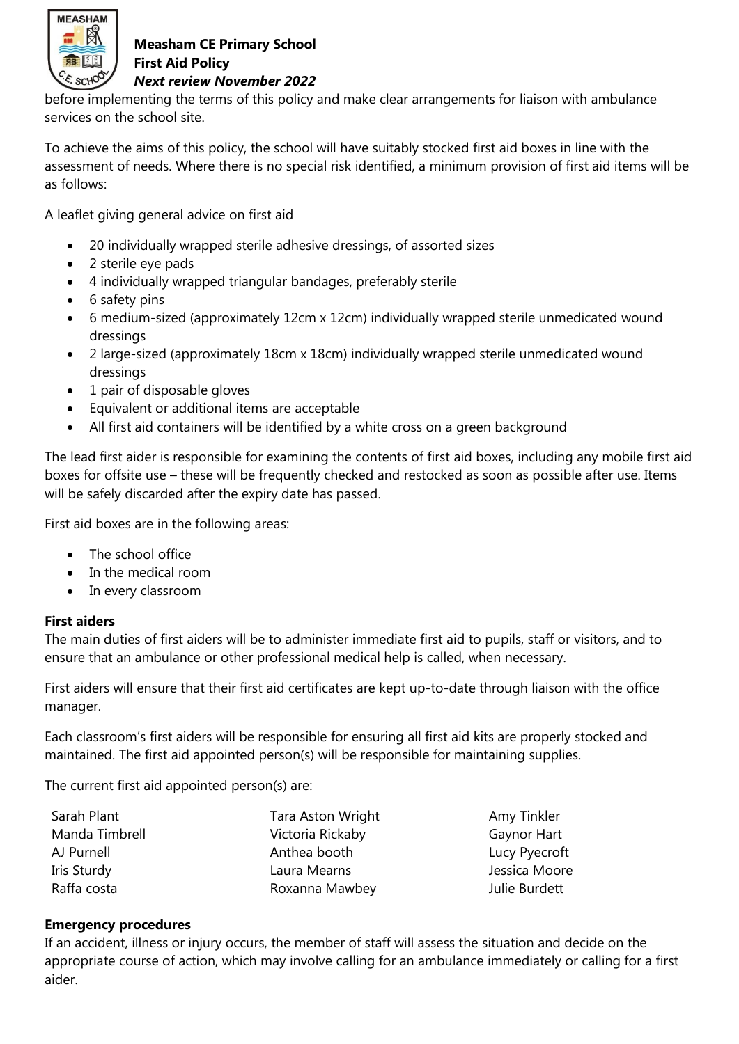before implementing the terms of this policy and make clear arrangements for liaison with ambulance services on the school site.

To achieve the aims of this policy, the school will have suitably stocked first aid boxes in line with the assessment of needs. Where there is no special risk identified, a minimum provision of first aid items will be as follows:

A leaflet giving general advice on first aid

- 20 individually wrapped sterile adhesive dressings, of assorted sizes
- 2 sterile eye pads
- 4 individually wrapped triangular bandages, preferably sterile
- 6 safety pins
- 6 medium-sized (approximately 12cm x 12cm) individually wrapped sterile unmedicated wound dressings
- 2 large-sized (approximately 18cm x 18cm) individually wrapped sterile unmedicated wound dressings
- 1 pair of disposable gloves
- Equivalent or additional items are acceptable
- All first aid containers will be identified by a white cross on a green background

The lead first aider is responsible for examining the contents of first aid boxes, including any mobile first aid boxes for offsite use – these will be frequently checked and restocked as soon as possible after use. Items will be safely discarded after the expiry date has passed.

First aid boxes are in the following areas:

- The school office
- In the medical room
- In every classroom

**First aiders**

The main duties of first aiders will be to administer immediate first aid to pupils, staff or visitors, and to ensure that an ambulance or other professional medical help is called, when necessary.

First aiders will ensure that their first aid certificates are kept up-to-date through liaison with the office manager.

Each classroom's first aiders will be responsible for ensuring all first aid kits are properly stocked and maintained. The first aid appointed person(s) will be responsible for maintaining supplies.

The current first aid appointed person(s) are:

| | | |
|---|---|---|
| Sarah Plant | Tara Aston Wright | Amy Tinkler |
| Manda Timbrell | Victoria Rickaby | Gaynor Hart |
| AJ Purnell | Anthea booth | Lucy Pyecroft |
| Iris Sturdy | Laura Mearns | Jessica Moore |
| Raffa costa | Roxanna Mawbey | Julie Burdett |

**Emergency procedures**

If an accident, illness or injury occurs, the member of staff will assess the situation and decide on the appropriate course of action, which may involve calling for an ambulance immediately or calling for a first aider.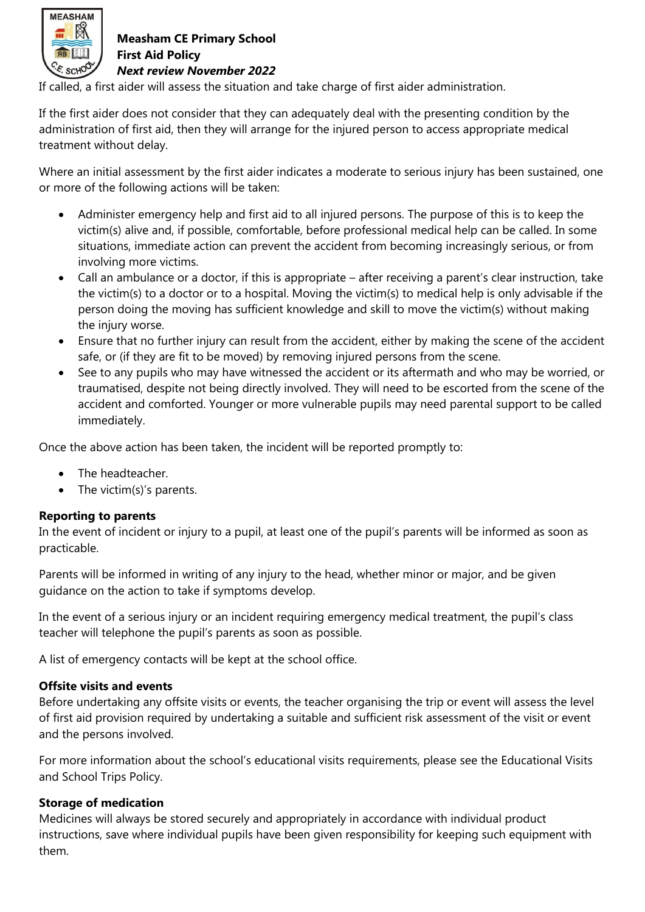If called, a first aider will assess the situation and take charge of first aider administration.

If the first aider does not consider that they can adequately deal with the presenting condition by the administration of first aid, then they will arrange for the injured person to access appropriate medical treatment without delay.

Where an initial assessment by the first aider indicates a moderate to serious injury has been sustained, one or more of the following actions will be taken:

- Administer emergency help and first aid to all injured persons. The purpose of this is to keep the victim(s) alive and, if possible, comfortable, before professional medical help can be called. In some situations, immediate action can prevent the accident from becoming increasingly serious, or from involving more victims.
- Call an ambulance or a doctor, if this is appropriate – after receiving a parent's clear instruction, take the victim(s) to a doctor or to a hospital. Moving the victim(s) to medical help is only advisable if the person doing the moving has sufficient knowledge and skill to move the victim(s) without making the injury worse.
- Ensure that no further injury can result from the accident, either by making the scene of the accident safe, or (if they are fit to be moved) by removing injured persons from the scene.
- See to any pupils who may have witnessed the accident or its aftermath and who may be worried, or traumatised, despite not being directly involved. They will need to be escorted from the scene of the accident and comforted. Younger or more vulnerable pupils may need parental support to be called immediately.

Once the above action has been taken, the incident will be reported promptly to:

- The headteacher.
- The victim(s)'s parents.

**Reporting to parents**

In the event of incident or injury to a pupil, at least one of the pupil's parents will be informed as soon as practicable.

Parents will be informed in writing of any injury to the head, whether minor or major, and be given guidance on the action to take if symptoms develop.

In the event of a serious injury or an incident requiring emergency medical treatment, the pupil's class teacher will telephone the pupil's parents as soon as possible.

A list of emergency contacts will be kept at the school office.

**Offsite visits and events**

Before undertaking any offsite visits or events, the teacher organising the trip or event will assess the level of first aid provision required by undertaking a suitable and sufficient risk assessment of the visit or event and the persons involved.

For more information about the school's educational visits requirements, please see the Educational Visits and School Trips Policy.

**Storage of medication**

Medicines will always be stored securely and appropriately in accordance with individual product instructions, save where individual pupils have been given responsibility for keeping such equipment with them.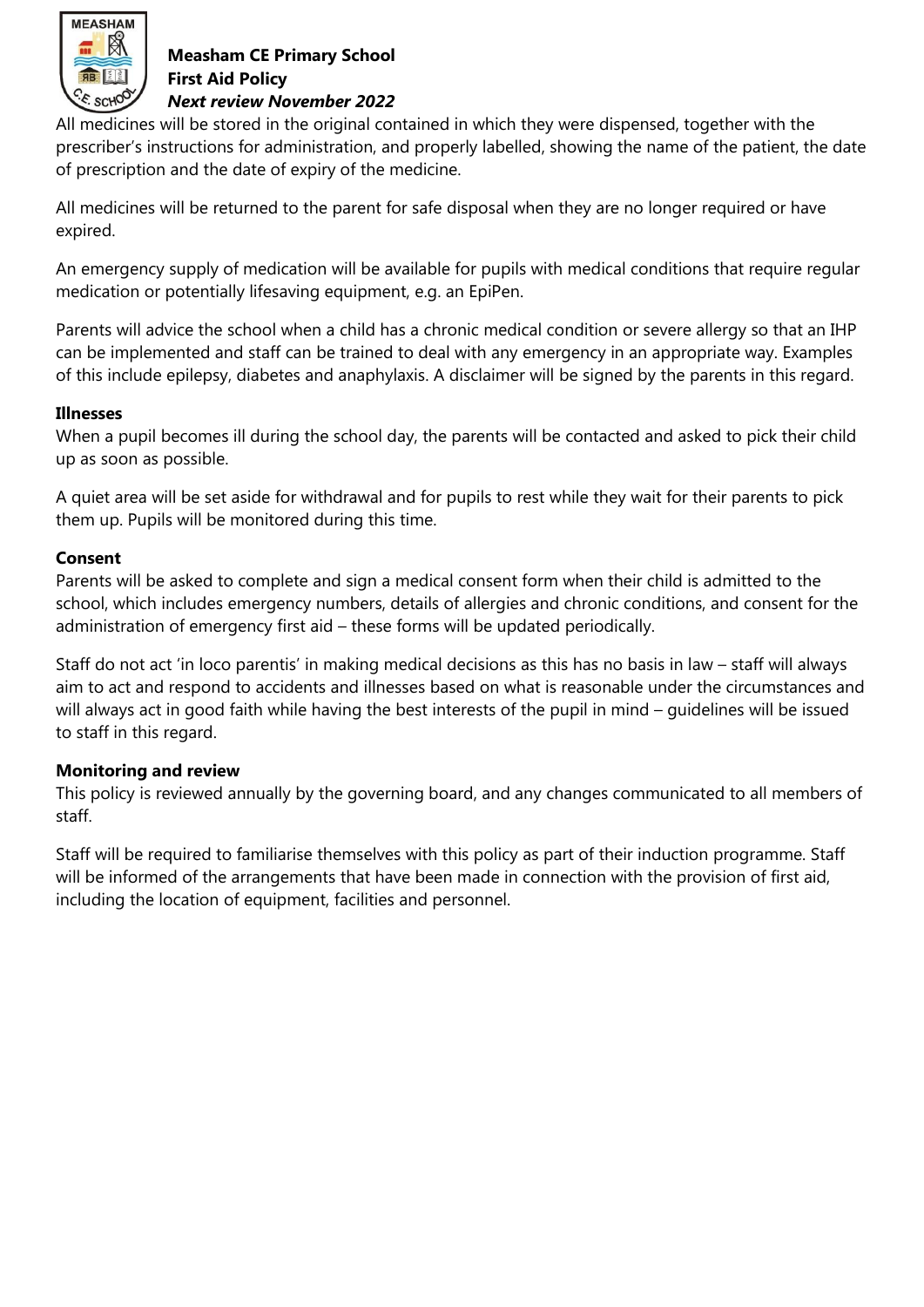All medicines will be stored in the original contained in which they were dispensed, together with the prescriber's instructions for administration, and properly labelled, showing the name of the patient, the date of prescription and the date of expiry of the medicine.

All medicines will be returned to the parent for safe disposal when they are no longer required or have expired.

An emergency supply of medication will be available for pupils with medical conditions that require regular medication or potentially lifesaving equipment, e.g. an EpiPen.

Parents will advice the school when a child has a chronic medical condition or severe allergy so that an IHP can be implemented and staff can be trained to deal with any emergency in an appropriate way. Examples of this include epilepsy, diabetes and anaphylaxis. A disclaimer will be signed by the parents in this regard.

**Illnesses**

When a pupil becomes ill during the school day, the parents will be contacted and asked to pick their child up as soon as possible.

A quiet area will be set aside for withdrawal and for pupils to rest while they wait for their parents to pick them up. Pupils will be monitored during this time.

**Consent**

Parents will be asked to complete and sign a medical consent form when their child is admitted to the school, which includes emergency numbers, details of allergies and chronic conditions, and consent for the administration of emergency first aid – these forms will be updated periodically.

Staff do not act 'in loco parentis' in making medical decisions as this has no basis in law – staff will always aim to act and respond to accidents and illnesses based on what is reasonable under the circumstances and will always act in good faith while having the best interests of the pupil in mind – guidelines will be issued to staff in this regard.

**Monitoring and review**

This policy is reviewed annually by the governing board, and any changes communicated to all members of staff.

Staff will be required to familiarise themselves with this policy as part of their induction programme. Staff will be informed of the arrangements that have been made in connection with the provision of first aid, including the location of equipment, facilities and personnel.